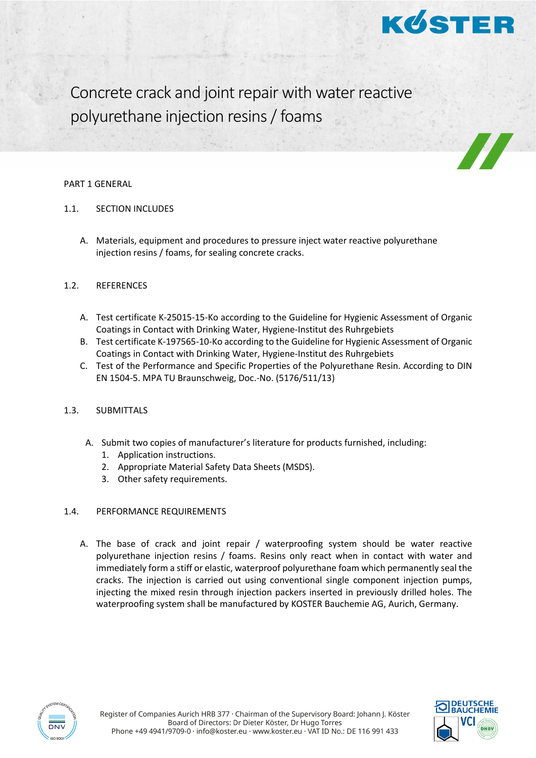# Concrete crack and joint repair with water reactive polyurethane injection resins / foams

## PART 1 GENERAL

### 1.1. SECTION INCLUDES

A. Materials, equipment and procedures to pressure inject water reactive polyurethane injection resins / foams, for sealing concrete cracks.

### 1.2. REFERENCES

A. Test certificate K-25015-15-Ko according to the Guideline for Hygienic Assessment of Organic Coatings in Contact with Drinking Water, Hygiene-Institut des Ruhrgebiets
B. Test certificate K-197565-10-Ko according to the Guideline for Hygienic Assessment of Organic Coatings in Contact with Drinking Water, Hygiene-Institut des Ruhrgebiets
C. Test of the Performance and Specific Properties of the Polyurethane Resin. According to DIN EN 1504-5. MPA TU Braunschweig, Doc.-No. (5176/511/13)

### 1.3. SUBMITTALS

A. Submit two copies of manufacturer's literature for products furnished, including:
1. Application instructions.
2. Appropriate Material Safety Data Sheets (MSDS).
3. Other safety requirements.

### 1.4. PERFORMANCE REQUIREMENTS

A. The base of crack and joint repair / waterproofing system should be water reactive polyurethane injection resins / foams. Resins only react when in contact with water and immediately form a stiff or elastic, waterproof polyurethane foam which permanently seal the cracks. The injection is carried out using conventional single component injection pumps, injecting the mixed resin through injection packers inserted in previously drilled holes. The waterproofing system shall be manufactured by KOSTER Bauchemie AG, Aurich, Germany.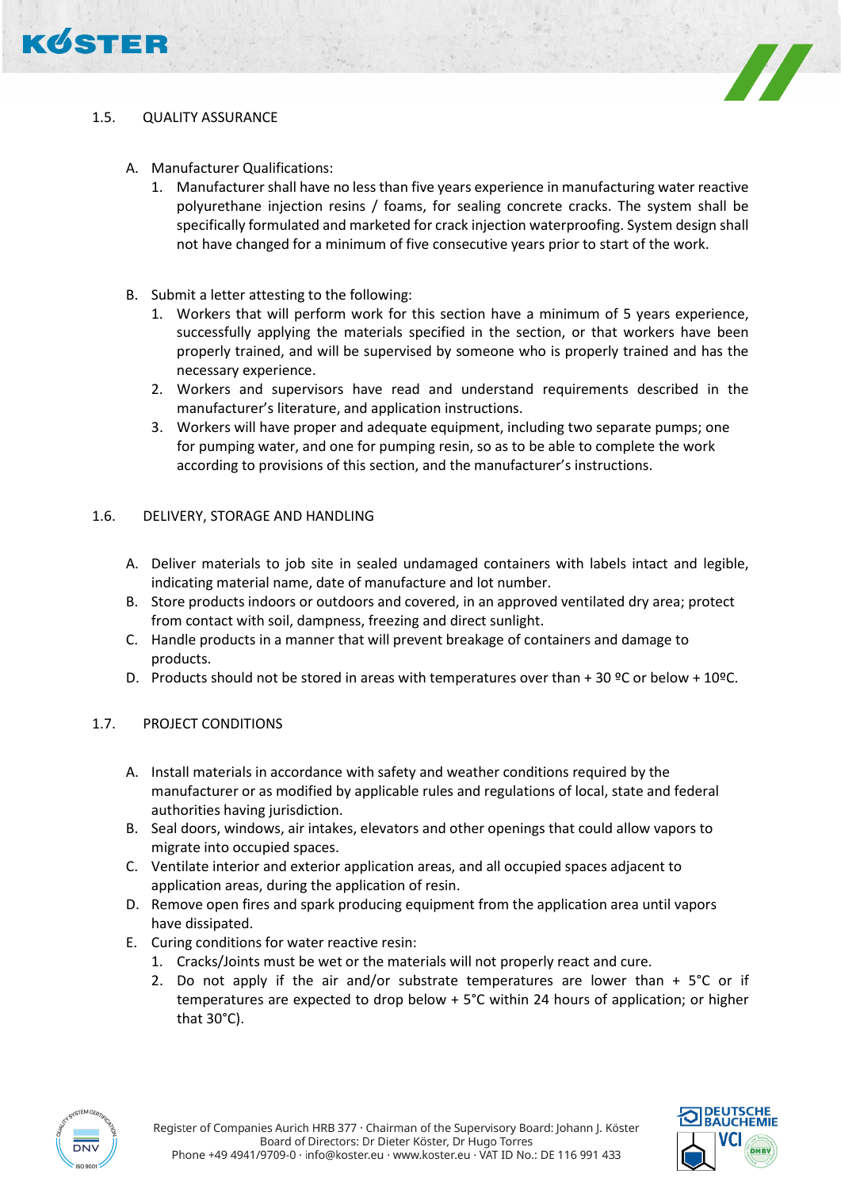## 1.5. QUALITY ASSURANCE

A. Manufacturer Qualifications:
   1. Manufacturer shall have no less than five years experience in manufacturing water reactive polyurethane injection resins / foams, for sealing concrete cracks. The system shall be specifically formulated and marketed for crack injection waterproofing. System design shall not have changed for a minimum of five consecutive years prior to start of the work.

B. Submit a letter attesting to the following:
   1. Workers that will perform work for this section have a minimum of 5 years experience, successfully applying the materials specified in the section, or that workers have been properly trained, and will be supervised by someone who is properly trained and has the necessary experience.
   2. Workers and supervisors have read and understand requirements described in the manufacturer's literature, and application instructions.
   3. Workers will have proper and adequate equipment, including two separate pumps; one for pumping water, and one for pumping resin, so as to be able to complete the work according to provisions of this section, and the manufacturer's instructions.

## 1.6. DELIVERY, STORAGE AND HANDLING

A. Deliver materials to job site in sealed undamaged containers with labels intact and legible, indicating material name, date of manufacture and lot number.
B. Store products indoors or outdoors and covered, in an approved ventilated dry area; protect from contact with soil, dampness, freezing and direct sunlight.
C. Handle products in a manner that will prevent breakage of containers and damage to products.
D. Products should not be stored in areas with temperatures over than + 30 ºC or below + 10ºC.

## 1.7. PROJECT CONDITIONS

A. Install materials in accordance with safety and weather conditions required by the manufacturer or as modified by applicable rules and regulations of local, state and federal authorities having jurisdiction.
B. Seal doors, windows, air intakes, elevators and other openings that could allow vapors to migrate into occupied spaces.
C. Ventilate interior and exterior application areas, and all occupied spaces adjacent to application areas, during the application of resin.
D. Remove open fires and spark producing equipment from the application area until vapors have dissipated.
E. Curing conditions for water reactive resin:
   1. Cracks/Joints must be wet or the materials will not properly react and cure.
   2. Do not apply if the air and/or substrate temperatures are lower than + 5°C or if temperatures are expected to drop below + 5°C within 24 hours of application; or higher that 30°C).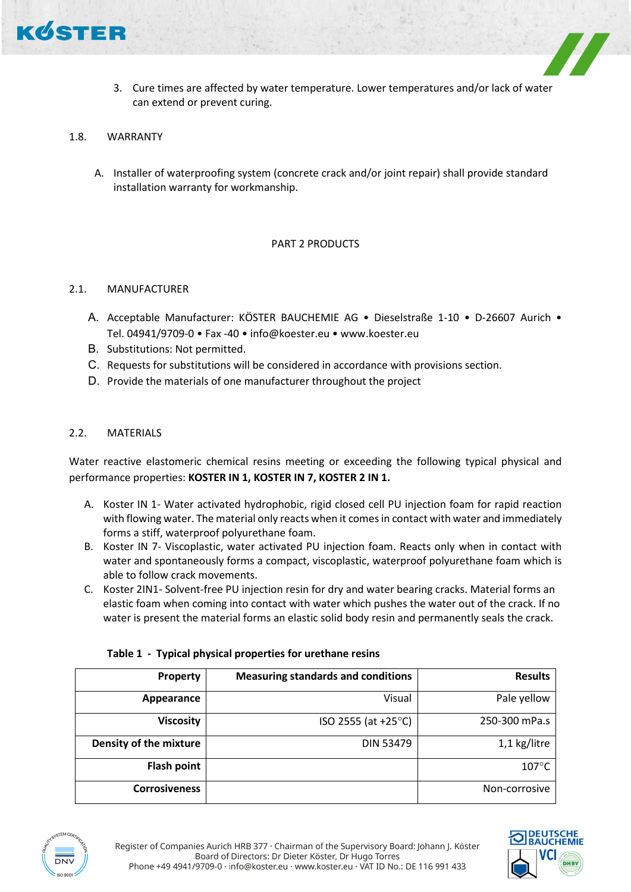3. Cure times are affected by water temperature. Lower temperatures and/or lack of water can extend or prevent curing.

1.8. WARRANTY

A. Installer of waterproofing system (concrete crack and/or joint repair) shall provide standard installation warranty for workmanship.

## PART 2 PRODUCTS

2.1. MANUFACTURER

A. Acceptable Manufacturer: KÖSTER BAUCHEMIE AG • Dieselstraße 1-10 • D-26607 Aurich • Tel. 04941/9709-0 • Fax -40 • info@koester.eu • www.koester.eu
B. Substitutions: Not permitted.
C. Requests for substitutions will be considered in accordance with provisions section.
D. Provide the materials of one manufacturer throughout the project

2.2. MATERIALS

Water reactive elastomeric chemical resins meeting or exceeding the following typical physical and performance properties: **KOSTER IN 1, KOSTER IN 7, KOSTER 2 IN 1.**

A. Koster IN 1- Water activated hydrophobic, rigid closed cell PU injection foam for rapid reaction with flowing water. The material only reacts when it comes in contact with water and immediately forms a stiff, waterproof polyurethane foam.
B. Koster IN 7- Viscoplastic, water activated PU injection foam. Reacts only when in contact with water and spontaneously forms a compact, viscoplastic, waterproof polyurethane foam which is able to follow crack movements.
C. Koster 2IN1- Solvent-free PU injection resin for dry and water bearing cracks. Material forms an elastic foam when coming into contact with water which pushes the water out of the crack. If no water is present the material forms an elastic solid body resin and permanently seals the crack.

**Table 1 - Typical physical properties for urethane resins**

| Property | Measuring standards and conditions | Results |
|---:|---:|---:|
| **Appearance** | Visual | Pale yellow |
| **Viscosity** | ISO 2555 (at +25°C) | 250-300 mPa.s |
| **Density of the mixture** | DIN 53479 | 1,1 kg/litre |
| **Flash point** | | 107°C |
| **Corrosiveness** | | Non-corrosive |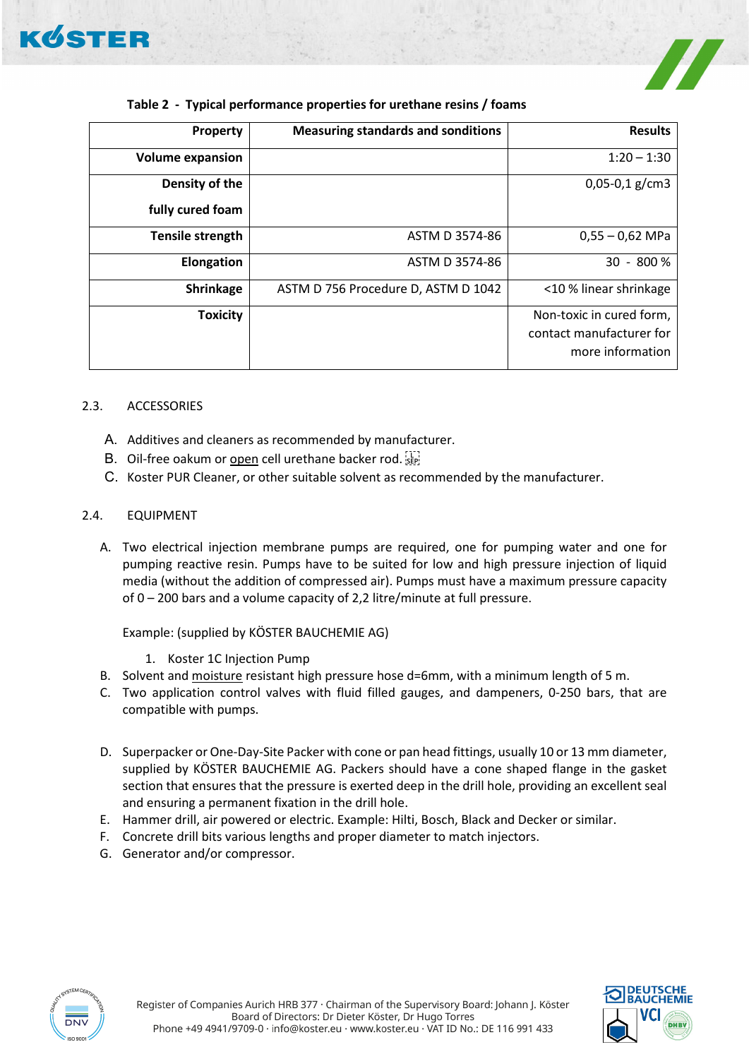**Table 2 - Typical performance properties for urethane resins / foams**

| Property | Measuring standards and sonditions | Results |
|---|---|---|
| Volume expansion | | 1:20 – 1:30 |
| Density of the fully cured foam | | 0,05-0,1 g/cm3 |
| Tensile strength | ASTM D 3574-86 | 0,55 – 0,62 MPa |
| Elongation | ASTM D 3574-86 | 30 - 800 % |
| Shrinkage | ASTM D 756 Procedure D, ASTM D 1042 | <10 % linear shrinkage |
| Toxicity | | Non-toxic in cured form, contact manufacturer for more information |

## 2.3. ACCESSORIES

A. Additives and cleaners as recommended by manufacturer.
B. Oil-free oakum or open cell urethane backer rod.
C. Koster PUR Cleaner, or other suitable solvent as recommended by the manufacturer.

## 2.4. EQUIPMENT

A. Two electrical injection membrane pumps are required, one for pumping water and one for pumping reactive resin. Pumps have to be suited for low and high pressure injection of liquid media (without the addition of compressed air). Pumps must have a maximum pressure capacity of 0 – 200 bars and a volume capacity of 2,2 litre/minute at full pressure.

   Example: (supplied by KÖSTER BAUCHEMIE AG)

   1. Koster 1C Injection Pump

B. Solvent and moisture resistant high pressure hose d=6mm, with a minimum length of 5 m.
C. Two application control valves with fluid filled gauges, and dampeners, 0-250 bars, that are compatible with pumps.
D. Superpacker or One-Day-Site Packer with cone or pan head fittings, usually 10 or 13 mm diameter, supplied by KÖSTER BAUCHEMIE AG. Packers should have a cone shaped flange in the gasket section that ensures that the pressure is exerted deep in the drill hole, providing an excellent seal and ensuring a permanent fixation in the drill hole.
E. Hammer drill, air powered or electric. Example: Hilti, Bosch, Black and Decker or similar.
F. Concrete drill bits various lengths and proper diameter to match injectors.
G. Generator and/or compressor.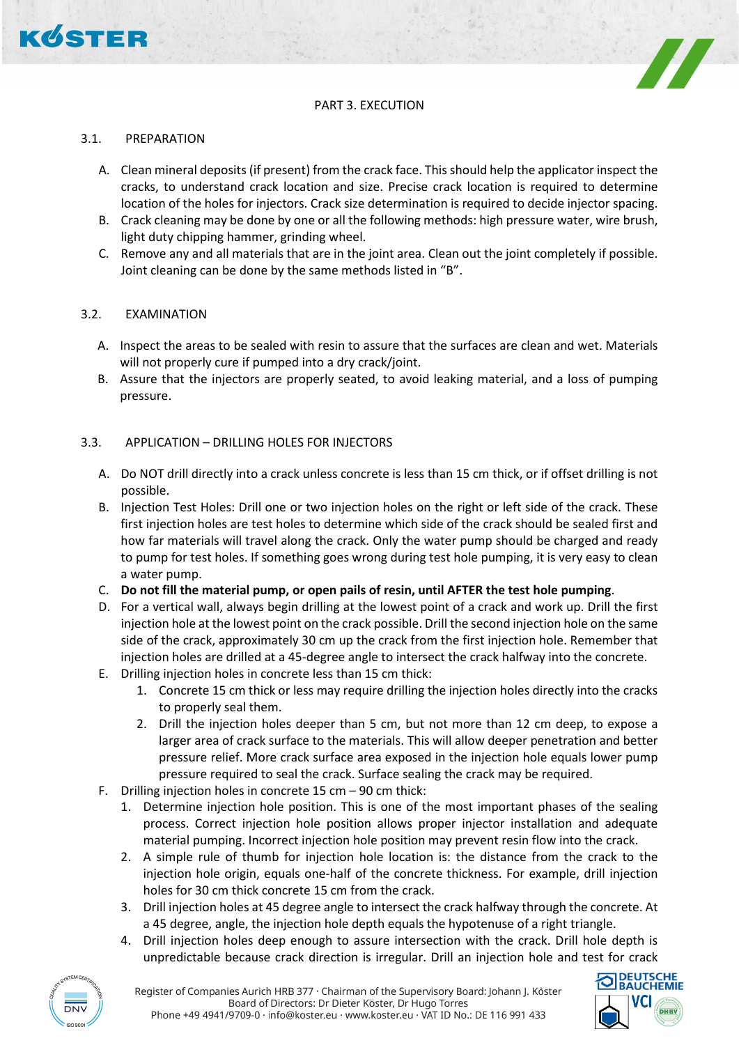PART 3. EXECUTION

## 3.1. PREPARATION

A. Clean mineral deposits (if present) from the crack face. This should help the applicator inspect the cracks, to understand crack location and size. Precise crack location is required to determine location of the holes for injectors. Crack size determination is required to decide injector spacing.

B. Crack cleaning may be done by one or all the following methods: high pressure water, wire brush, light duty chipping hammer, grinding wheel.

C. Remove any and all materials that are in the joint area. Clean out the joint completely if possible. Joint cleaning can be done by the same methods listed in "B".

## 3.2. EXAMINATION

A. Inspect the areas to be sealed with resin to assure that the surfaces are clean and wet. Materials will not properly cure if pumped into a dry crack/joint.

B. Assure that the injectors are properly seated, to avoid leaking material, and a loss of pumping pressure.

## 3.3. APPLICATION – DRILLING HOLES FOR INJECTORS

A. Do NOT drill directly into a crack unless concrete is less than 15 cm thick, or if offset drilling is not possible.

B. Injection Test Holes: Drill one or two injection holes on the right or left side of the crack. These first injection holes are test holes to determine which side of the crack should be sealed first and how far materials will travel along the crack. Only the water pump should be charged and ready to pump for test holes. If something goes wrong during test hole pumping, it is very easy to clean a water pump.

C. **Do not fill the material pump, or open pails of resin, until AFTER the test hole pumping**.

D. For a vertical wall, always begin drilling at the lowest point of a crack and work up. Drill the first injection hole at the lowest point on the crack possible. Drill the second injection hole on the same side of the crack, approximately 30 cm up the crack from the first injection hole. Remember that injection holes are drilled at a 45-degree angle to intersect the crack halfway into the concrete.

E. Drilling injection holes in concrete less than 15 cm thick:
   1. Concrete 15 cm thick or less may require drilling the injection holes directly into the cracks to properly seal them.
   2. Drill the injection holes deeper than 5 cm, but not more than 12 cm deep, to expose a larger area of crack surface to the materials. This will allow deeper penetration and better pressure relief. More crack surface area exposed in the injection hole equals lower pump pressure required to seal the crack. Surface sealing the crack may be required.

F. Drilling injection holes in concrete 15 cm – 90 cm thick:
   1. Determine injection hole position. This is one of the most important phases of the sealing process. Correct injection hole position allows proper injector installation and adequate material pumping. Incorrect injection hole position may prevent resin flow into the crack.
   2. A simple rule of thumb for injection hole location is: the distance from the crack to the injection hole origin, equals one-half of the concrete thickness. For example, drill injection holes for 30 cm thick concrete 15 cm from the crack.
   3. Drill injection holes at 45 degree angle to intersect the crack halfway through the concrete. At a 45 degree, angle, the injection hole depth equals the hypotenuse of a right triangle.
   4. Drill injection holes deep enough to assure intersection with the crack. Drill hole depth is unpredictable because crack direction is irregular. Drill an injection hole and test for crack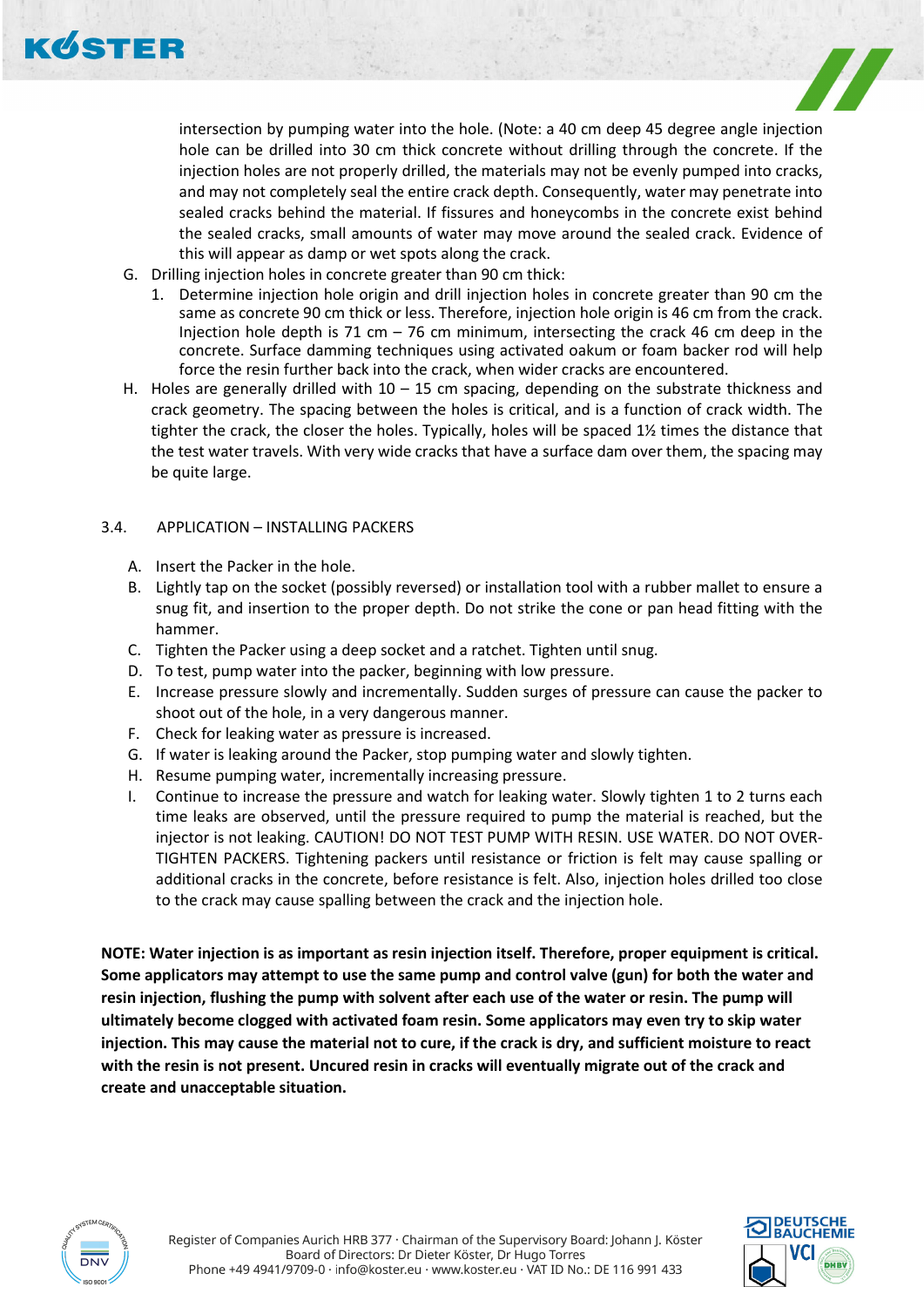intersection by pumping water into the hole. (Note: a 40 cm deep 45 degree angle injection hole can be drilled into 30 cm thick concrete without drilling through the concrete. If the injection holes are not properly drilled, the materials may not be evenly pumped into cracks, and may not completely seal the entire crack depth. Consequently, water may penetrate into sealed cracks behind the material. If fissures and honeycombs in the concrete exist behind the sealed cracks, small amounts of water may move around the sealed crack. Evidence of this will appear as damp or wet spots along the crack.

G. Drilling injection holes in concrete greater than 90 cm thick:
   1. Determine injection hole origin and drill injection holes in concrete greater than 90 cm the same as concrete 90 cm thick or less. Therefore, injection hole origin is 46 cm from the crack. Injection hole depth is 71 cm – 76 cm minimum, intersecting the crack 46 cm deep in the concrete. Surface damming techniques using activated oakum or foam backer rod will help force the resin further back into the crack, when wider cracks are encountered.

H. Holes are generally drilled with 10 – 15 cm spacing, depending on the substrate thickness and crack geometry. The spacing between the holes is critical, and is a function of crack width. The tighter the crack, the closer the holes. Typically, holes will be spaced 1½ times the distance that the test water travels. With very wide cracks that have a surface dam over them, the spacing may be quite large.

## 3.4. APPLICATION – INSTALLING PACKERS

A. Insert the Packer in the hole.
B. Lightly tap on the socket (possibly reversed) or installation tool with a rubber mallet to ensure a snug fit, and insertion to the proper depth. Do not strike the cone or pan head fitting with the hammer.
C. Tighten the Packer using a deep socket and a ratchet. Tighten until snug.
D. To test, pump water into the packer, beginning with low pressure.
E. Increase pressure slowly and incrementally. Sudden surges of pressure can cause the packer to shoot out of the hole, in a very dangerous manner.
F. Check for leaking water as pressure is increased.
G. If water is leaking around the Packer, stop pumping water and slowly tighten.
H. Resume pumping water, incrementally increasing pressure.
I. Continue to increase the pressure and watch for leaking water. Slowly tighten 1 to 2 turns each time leaks are observed, until the pressure required to pump the material is reached, but the injector is not leaking. CAUTION! DO NOT TEST PUMP WITH RESIN. USE WATER. DO NOT OVER-TIGHTEN PACKERS. Tightening packers until resistance or friction is felt may cause spalling or additional cracks in the concrete, before resistance is felt. Also, injection holes drilled too close to the crack may cause spalling between the crack and the injection hole.

**NOTE: Water injection is as important as resin injection itself. Therefore, proper equipment is critical. Some applicators may attempt to use the same pump and control valve (gun) for both the water and resin injection, flushing the pump with solvent after each use of the water or resin. The pump will ultimately become clogged with activated foam resin. Some applicators may even try to skip water injection. This may cause the material not to cure, if the crack is dry, and sufficient moisture to react with the resin is not present. Uncured resin in cracks will eventually migrate out of the crack and create and unacceptable situation.**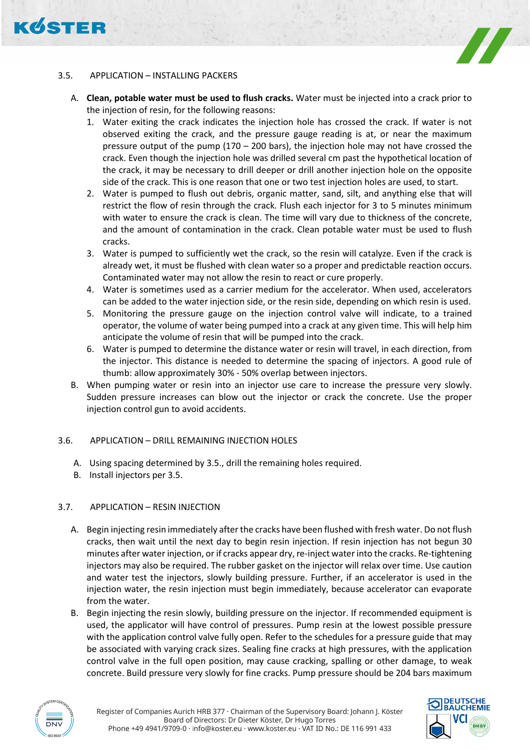### 3.5. APPLICATION – INSTALLING PACKERS

A. **Clean, potable water must be used to flush cracks.** Water must be injected into a crack prior to the injection of resin, for the following reasons:
   1. Water exiting the crack indicates the injection hole has crossed the crack. If water is not observed exiting the crack, and the pressure gauge reading is at, or near the maximum pressure output of the pump (170 – 200 bars), the injection hole may not have crossed the crack. Even though the injection hole was drilled several cm past the hypothetical location of the crack, it may be necessary to drill deeper or drill another injection hole on the opposite side of the crack. This is one reason that one or two test injection holes are used, to start.
   2. Water is pumped to flush out debris, organic matter, sand, silt, and anything else that will restrict the flow of resin through the crack. Flush each injector for 3 to 5 minutes minimum with water to ensure the crack is clean. The time will vary due to thickness of the concrete, and the amount of contamination in the crack. Clean potable water must be used to flush cracks.
   3. Water is pumped to sufficiently wet the crack, so the resin will catalyze. Even if the crack is already wet, it must be flushed with clean water so a proper and predictable reaction occurs. Contaminated water may not allow the resin to react or cure properly.
   4. Water is sometimes used as a carrier medium for the accelerator. When used, accelerators can be added to the water injection side, or the resin side, depending on which resin is used.
   5. Monitoring the pressure gauge on the injection control valve will indicate, to a trained operator, the volume of water being pumped into a crack at any given time. This will help him anticipate the volume of resin that will be pumped into the crack.
   6. Water is pumped to determine the distance water or resin will travel, in each direction, from the injector. This distance is needed to determine the spacing of injectors. A good rule of thumb: allow approximately 30% - 50% overlap between injectors.

B. When pumping water or resin into an injector use care to increase the pressure very slowly. Sudden pressure increases can blow out the injector or crack the concrete. Use the proper injection control gun to avoid accidents.

### 3.6. APPLICATION – DRILL REMAINING INJECTION HOLES

A. Using spacing determined by 3.5., drill the remaining holes required.
B. Install injectors per 3.5.

### 3.7. APPLICATION – RESIN INJECTION

A. Begin injecting resin immediately after the cracks have been flushed with fresh water. Do not flush cracks, then wait until the next day to begin resin injection. If resin injection has not begun 30 minutes after water injection, or if cracks appear dry, re-inject water into the cracks. Re-tightening injectors may also be required. The rubber gasket on the injector will relax over time. Use caution and water test the injectors, slowly building pressure. Further, if an accelerator is used in the injection water, the resin injection must begin immediately, because accelerator can evaporate from the water.

B. Begin injecting the resin slowly, building pressure on the injector. If recommended equipment is used, the applicator will have control of pressures. Pump resin at the lowest possible pressure with the application control valve fully open. Refer to the schedules for a pressure guide that may be associated with varying crack sizes. Sealing fine cracks at high pressures, with the application control valve in the full open position, may cause cracking, spalling or other damage, to weak concrete. Build pressure very slowly for fine cracks. Pump pressure should be 204 bars maximum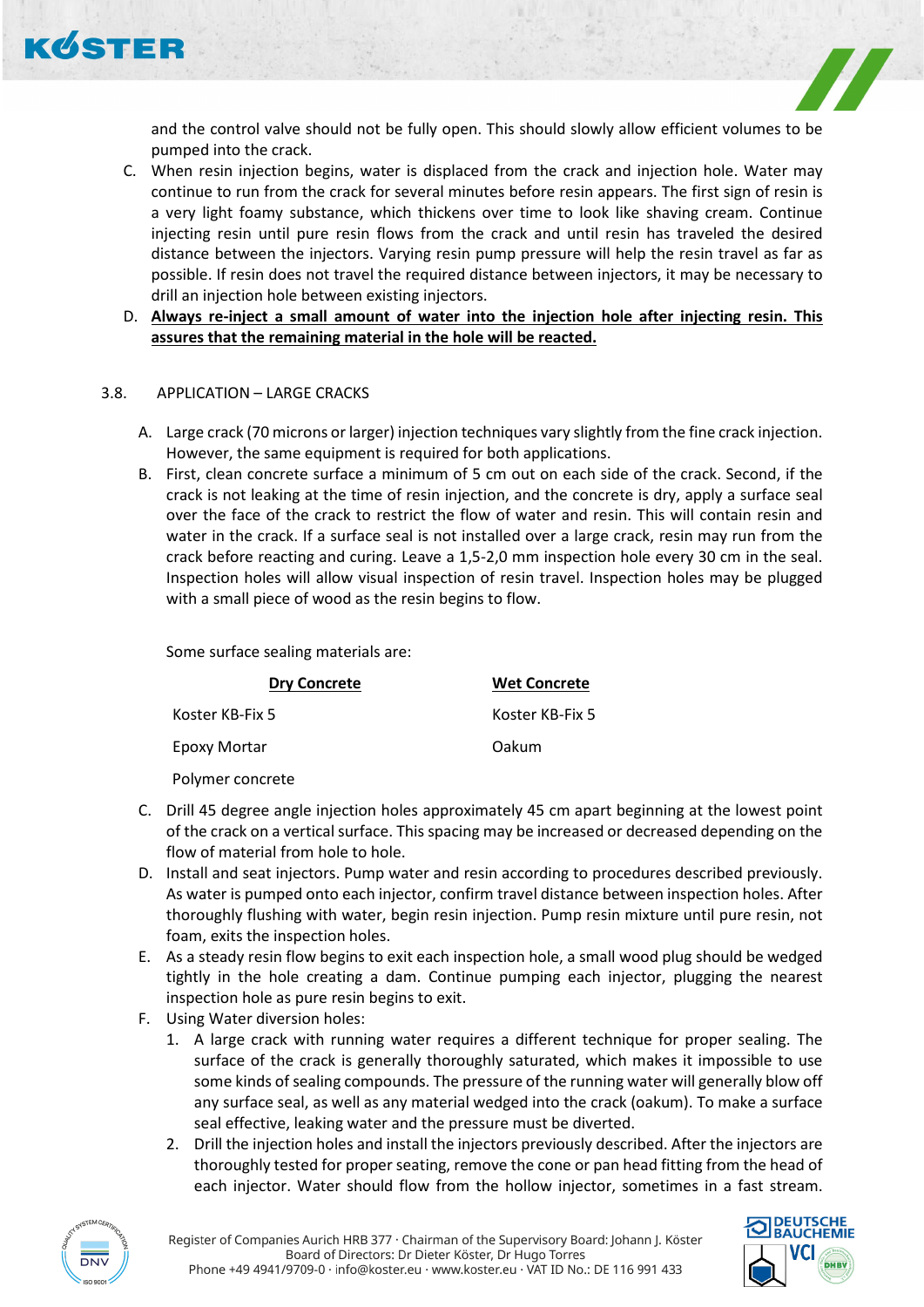and the control valve should not be fully open. This should slowly allow efficient volumes to be pumped into the crack.

C. When resin injection begins, water is displaced from the crack and injection hole. Water may continue to run from the crack for several minutes before resin appears. The first sign of resin is a very light foamy substance, which thickens over time to look like shaving cream. Continue injecting resin until pure resin flows from the crack and until resin has traveled the desired distance between the injectors. Varying resin pump pressure will help the resin travel as far as possible. If resin does not travel the required distance between injectors, it may be necessary to drill an injection hole between existing injectors.

D. **Always re-inject a small amount of water into the injection hole after injecting resin. This assures that the remaining material in the hole will be reacted.**

## 3.8. APPLICATION – LARGE CRACKS

A. Large crack (70 microns or larger) injection techniques vary slightly from the fine crack injection. However, the same equipment is required for both applications.

B. First, clean concrete surface a minimum of 5 cm out on each side of the crack. Second, if the crack is not leaking at the time of resin injection, and the concrete is dry, apply a surface seal over the face of the crack to restrict the flow of water and resin. This will contain resin and water in the crack. If a surface seal is not installed over a large crack, resin may run from the crack before reacting and curing. Leave a 1,5-2,0 mm inspection hole every 30 cm in the seal. Inspection holes will allow visual inspection of resin travel. Inspection holes may be plugged with a small piece of wood as the resin begins to flow.

Some surface sealing materials are:

| Dry Concrete | Wet Concrete |
|---|---|
| Koster KB-Fix 5 | Koster KB-Fix 5 |
| Epoxy Mortar | Oakum |
| Polymer concrete | |

C. Drill 45 degree angle injection holes approximately 45 cm apart beginning at the lowest point of the crack on a vertical surface. This spacing may be increased or decreased depending on the flow of material from hole to hole.

D. Install and seat injectors. Pump water and resin according to procedures described previously. As water is pumped onto each injector, confirm travel distance between inspection holes. After thoroughly flushing with water, begin resin injection. Pump resin mixture until pure resin, not foam, exits the inspection holes.

E. As a steady resin flow begins to exit each inspection hole, a small wood plug should be wedged tightly in the hole creating a dam. Continue pumping each injector, plugging the nearest inspection hole as pure resin begins to exit.

F. Using Water diversion holes:
   1. A large crack with running water requires a different technique for proper sealing. The surface of the crack is generally thoroughly saturated, which makes it impossible to use some kinds of sealing compounds. The pressure of the running water will generally blow off any surface seal, as well as any material wedged into the crack (oakum). To make a surface seal effective, leaking water and the pressure must be diverted.
   2. Drill the injection holes and install the injectors previously described. After the injectors are thoroughly tested for proper seating, remove the cone or pan head fitting from the head of each injector. Water should flow from the hollow injector, sometimes in a fast stream.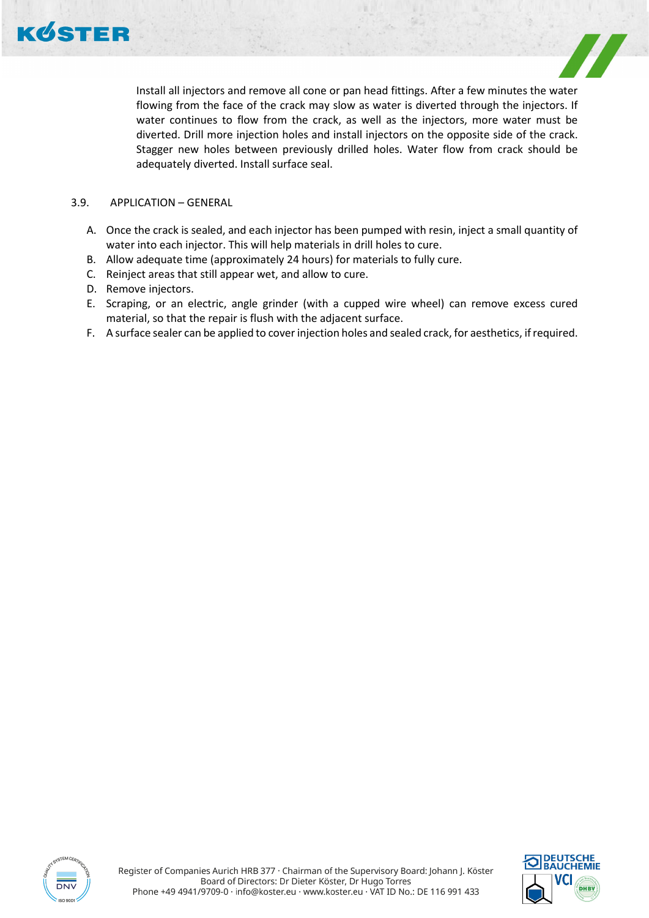Install all injectors and remove all cone or pan head fittings. After a few minutes the water flowing from the face of the crack may slow as water is diverted through the injectors. If water continues to flow from the crack, as well as the injectors, more water must be diverted. Drill more injection holes and install injectors on the opposite side of the crack. Stagger new holes between previously drilled holes. Water flow from crack should be adequately diverted. Install surface seal.

### 3.9. APPLICATION – GENERAL

A. Once the crack is sealed, and each injector has been pumped with resin, inject a small quantity of water into each injector. This will help materials in drill holes to cure.
B. Allow adequate time (approximately 24 hours) for materials to fully cure.
C. Reinject areas that still appear wet, and allow to cure.
D. Remove injectors.
E. Scraping, or an electric, angle grinder (with a cupped wire wheel) can remove excess cured material, so that the repair is flush with the adjacent surface.
F. A surface sealer can be applied to cover injection holes and sealed crack, for aesthetics, if required.